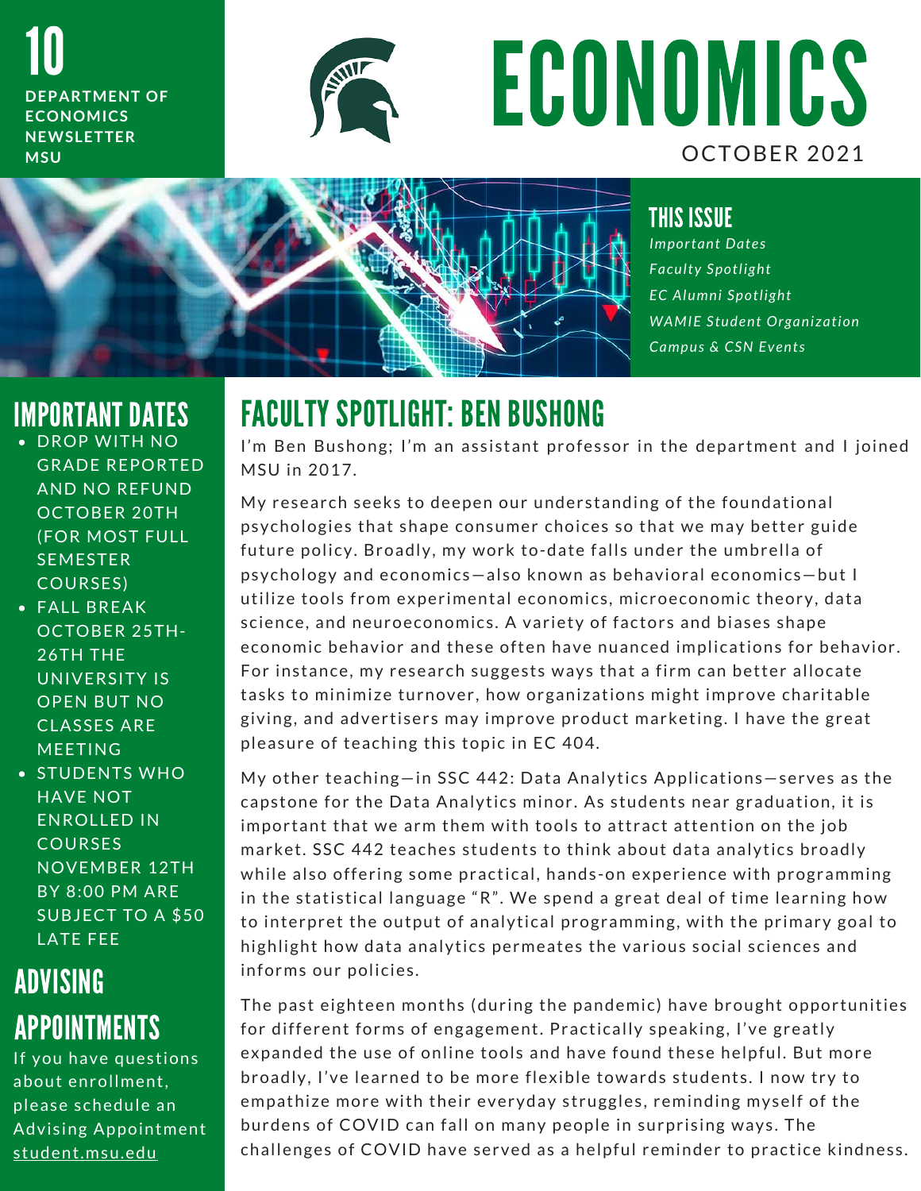10

DEPARTMENT OF ECONOMICS NEWSLETTER MSU

# ECONOMICS

OCTOBER 2021

## THIS ISSUE

*Important Dates*
*Faculty Spotlight*
*EC Alumni Spotlight*
*WAMIE Student Organization*
*Campus & CSN Events*

## IMPORTANT DATES

- DROP WITH NO GRADE REPORTED AND NO REFUND OCTOBER 20TH (FOR MOST FULL SEMESTER COURSES)
- FALL BREAK OCTOBER 25TH-26TH THE UNIVERSITY IS OPEN BUT NO CLASSES ARE MEETING
- STUDENTS WHO HAVE NOT ENROLLED IN COURSES NOVEMBER 12TH BY 8:00 PM ARE SUBJECT TO A $50 LATE FEE

## ADVISING APPOINTMENTS

If you have questions about enrollment, please schedule an Advising Appointment student.msu.edu

## FACULTY SPOTLIGHT: BEN BUSHONG

I'm Ben Bushong; I'm an assistant professor in the department and I joined MSU in 2017.

My research seeks to deepen our understanding of the foundational psychologies that shape consumer choices so that we may better guide future policy. Broadly, my work to-date falls under the umbrella of psychology and economics—also known as behavioral economics—but I utilize tools from experimental economics, microeconomic theory, data science, and neuroeconomics. A variety of factors and biases shape economic behavior and these often have nuanced implications for behavior. For instance, my research suggests ways that a firm can better allocate tasks to minimize turnover, how organizations might improve charitable giving, and advertisers may improve product marketing. I have the great pleasure of teaching this topic in EC 404.

My other teaching—in SSC 442: Data Analytics Applications—serves as the capstone for the Data Analytics minor. As students near graduation, it is important that we arm them with tools to attract attention on the job market. SSC 442 teaches students to think about data analytics broadly while also offering some practical, hands-on experience with programming in the statistical language "R". We spend a great deal of time learning how to interpret the output of analytical programming, with the primary goal to highlight how data analytics permeates the various social sciences and informs our policies.

The past eighteen months (during the pandemic) have brought opportunities for different forms of engagement. Practically speaking, I've greatly expanded the use of online tools and have found these helpful. But more broadly, I've learned to be more flexible towards students. I now try to empathize more with their everyday struggles, reminding myself of the burdens of COVID can fall on many people in surprising ways. The challenges of COVID have served as a helpful reminder to practice kindness.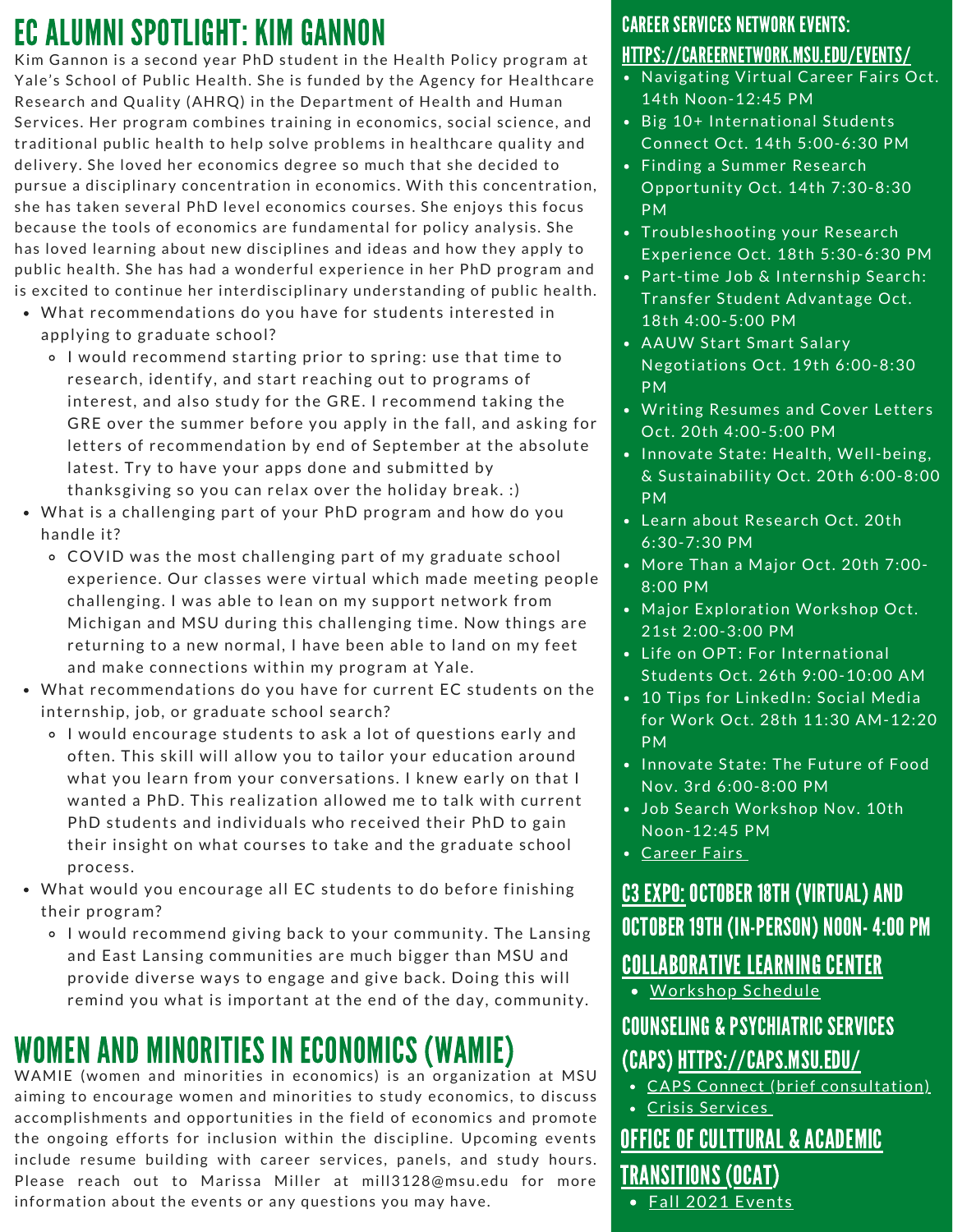# EC ALUMNI SPOTLIGHT: KIM GANNON

Kim Gannon is a second year PhD student in the Health Policy program at Yale's School of Public Health. She is funded by the Agency for Healthcare Research and Quality (AHRQ) in the Department of Health and Human Services. Her program combines training in economics, social science, and traditional public health to help solve problems in healthcare quality and delivery. She loved her economics degree so much that she decided to pursue a disciplinary concentration in economics. With this concentration, she has taken several PhD level economics courses. She enjoys this focus because the tools of economics are fundamental for policy analysis. She has loved learning about new disciplines and ideas and how they apply to public health. She has had a wonderful experience in her PhD program and is excited to continue her interdisciplinary understanding of public health.

- What recommendations do you have for students interested in applying to graduate school?
  - I would recommend starting prior to spring: use that time to research, identify, and start reaching out to programs of interest, and also study for the GRE. I recommend taking the GRE over the summer before you apply in the fall, and asking for letters of recommendation by end of September at the absolute latest. Try to have your apps done and submitted by thanksgiving so you can relax over the holiday break. :)
- What is a challenging part of your PhD program and how do you handle it?
  - COVID was the most challenging part of my graduate school experience. Our classes were virtual which made meeting people challenging. I was able to lean on my support network from Michigan and MSU during this challenging time. Now things are returning to a new normal, I have been able to land on my feet and make connections within my program at Yale.
- What recommendations do you have for current EC students on the internship, job, or graduate school search?
  - I would encourage students to ask a lot of questions early and often. This skill will allow you to tailor your education around what you learn from your conversations. I knew early on that I wanted a PhD. This realization allowed me to talk with current PhD students and individuals who received their PhD to gain their insight on what courses to take and the graduate school process.
- What would you encourage all EC students to do before finishing their program?
  - I would recommend giving back to your community. The Lansing and East Lansing communities are much bigger than MSU and provide diverse ways to engage and give back. Doing this will remind you what is important at the end of the day, community.

# WOMEN AND MINORITIES IN ECONOMICS (WAMIE)

WAMIE (women and minorities in economics) is an organization at MSU aiming to encourage women and minorities to study economics, to discuss accomplishments and opportunities in the field of economics and promote the ongoing efforts for inclusion within the discipline. Upcoming events include resume building with career services, panels, and study hours. Please reach out to Marissa Miller at mill3128@msu.edu for more information about the events or any questions you may have.

## CAREER SERVICES NETWORK EVENTS: HTTPS://CAREERNETWORK.MSU.EDU/EVENTS/

- Navigating Virtual Career Fairs Oct. 14th Noon-12:45 PM
- Big 10+ International Students Connect Oct. 14th 5:00-6:30 PM
- Finding a Summer Research Opportunity Oct. 14th 7:30-8:30 PM
- Troubleshooting your Research Experience Oct. 18th 5:30-6:30 PM
- Part-time Job & Internship Search: Transfer Student Advantage Oct. 18th 4:00-5:00 PM
- AAUW Start Smart Salary Negotiations Oct. 19th 6:00-8:30 PM
- Writing Resumes and Cover Letters Oct. 20th 4:00-5:00 PM
- Innovate State: Health, Well-being, & Sustainability Oct. 20th 6:00-8:00 PM
- Learn about Research Oct. 20th 6:30-7:30 PM
- More Than a Major Oct. 20th 7:00-8:00 PM
- Major Exploration Workshop Oct. 21st 2:00-3:00 PM
- Life on OPT: For International Students Oct. 26th 9:00-10:00 AM
- 10 Tips for LinkedIn: Social Media for Work Oct. 28th 11:30 AM-12:20 PM
- Innovate State: The Future of Food Nov. 3rd 6:00-8:00 PM
- Job Search Workshop Nov. 10th Noon-12:45 PM
- Career Fairs

## C3 EXPO: OCTOBER 18TH (VIRTUAL) AND OCTOBER 19TH (IN-PERSON) NOON- 4:00 PM

## COLLABORATIVE LEARNING CENTER

- Workshop Schedule

## COUNSELING & PSYCHIATRIC SERVICES (CAPS) HTTPS://CAPS.MSU.EDU/

- CAPS Connect (brief consultation)
- Crisis Services

## OFFICE OF CULTTURAL & ACADEMIC TRANSITIONS (OCAT)

- Fall 2021 Events